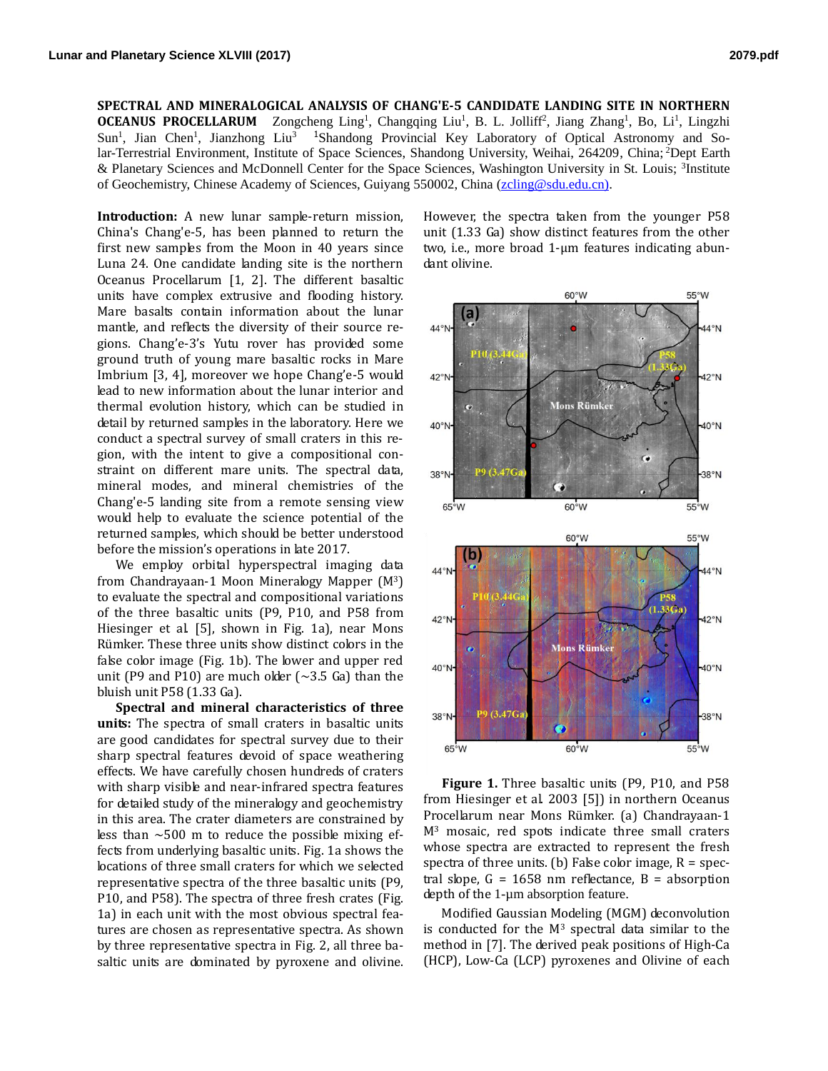**SPECTRAL AND MINERALOGICAL ANALYSIS OF CHANG'E-5 CANDIDATE LANDING SITE IN NORTHERN OCEANUS PROCELLARUM** Zongcheng Ling[1], Changqing Liu[1], B. L. Jolliff[2], Jiang Zhang[1], Bo, Li[1], Lingzhi Sun[1], Jian Chen[1], Jianzhong Liu[3] [1]Shandong Provincial Key Laboratory of Optical Astronomy and Solar-Terrestrial Environment, Institute of Space Sciences, Shandong University, Weihai, 264209, China; [2]Dept Earth & Planetary Sciences and McDonnell Center for the Space Sciences, Washington University in St. Louis; [3]Institute of Geochemistry, Chinese Academy of Sciences, Guiyang 550002, China (zcling@sdu.edu.cn).

**Introduction:** A new lunar sample-return mission, China's Chang'e-5, has been planned to return the first new samples from the Moon in 40 years since Luna 24. One candidate landing site is the northern Oceanus Procellarum [1, 2]. The different basaltic units have complex extrusive and flooding history. Mare basalts contain information about the lunar mantle, and reflects the diversity of their source regions. Chang'e-3's Yutu rover has provided some ground truth of young mare basaltic rocks in Mare Imbrium [3, 4], moreover we hope Chang'e-5 would lead to new information about the lunar interior and thermal evolution history, which can be studied in detail by returned samples in the laboratory. Here we conduct a spectral survey of small craters in this region, with the intent to give a compositional constraint on different mare units. The spectral data, mineral modes, and mineral chemistries of the Chang'e-5 landing site from a remote sensing view would help to evaluate the science potential of the returned samples, which should be better understood before the mission's operations in late 2017.

We employ orbital hyperspectral imaging data from Chandrayaan-1 Moon Mineralogy Mapper ($M^3$) to evaluate the spectral and compositional variations of the three basaltic units (P9, P10, and P58 from Hiesinger et al. [5], shown in Fig. 1a), near Mons Rümker. These three units show distinct colors in the false color image (Fig. 1b). The lower and upper red unit (P9 and P10) are much older (~3.5 Ga) than the bluish unit P58 (1.33 Ga).

**Spectral and mineral characteristics of three units:** The spectra of small craters in basaltic units are good candidates for spectral survey due to their sharp spectral features devoid of space weathering effects. We have carefully chosen hundreds of craters with sharp visible and near-infrared spectra features for detailed study of the mineralogy and geochemistry in this area. The crater diameters are constrained by less than ~500 m to reduce the possible mixing effects from underlying basaltic units. Fig. 1a shows the locations of three small craters for which we selected representative spectra of the three basaltic units (P9, P10, and P58). The spectra of three fresh crates (Fig. 1a) in each unit with the most obvious spectral features are chosen as representative spectra. As shown by three representative spectra in Fig. 2, all three basaltic units are dominated by pyroxene and olivine. However, the spectra taken from the younger P58 unit (1.33 Ga) show distinct features from the other two, i.e., more broad 1-μm features indicating abundant olivine.

**Figure 1.** Three basaltic units (P9, P10, and P58 from Hiesinger et al. 2003 [5]) in northern Oceanus Procellarum near Mons Rümker. (a) Chandrayaan-1 $M^3$ mosaic, red spots indicate three small craters whose spectra are extracted to represent the fresh spectra of three units. (b) False color image, R = spectral slope, G = 1658 nm reflectance, B = absorption depth of the 1-μm absorption feature.

Modified Gaussian Modeling (MGM) deconvolution is conducted for the $M^3$ spectral data similar to the method in [7]. The derived peak positions of High-Ca (HCP), Low-Ca (LCP) pyroxenes and Olivine of each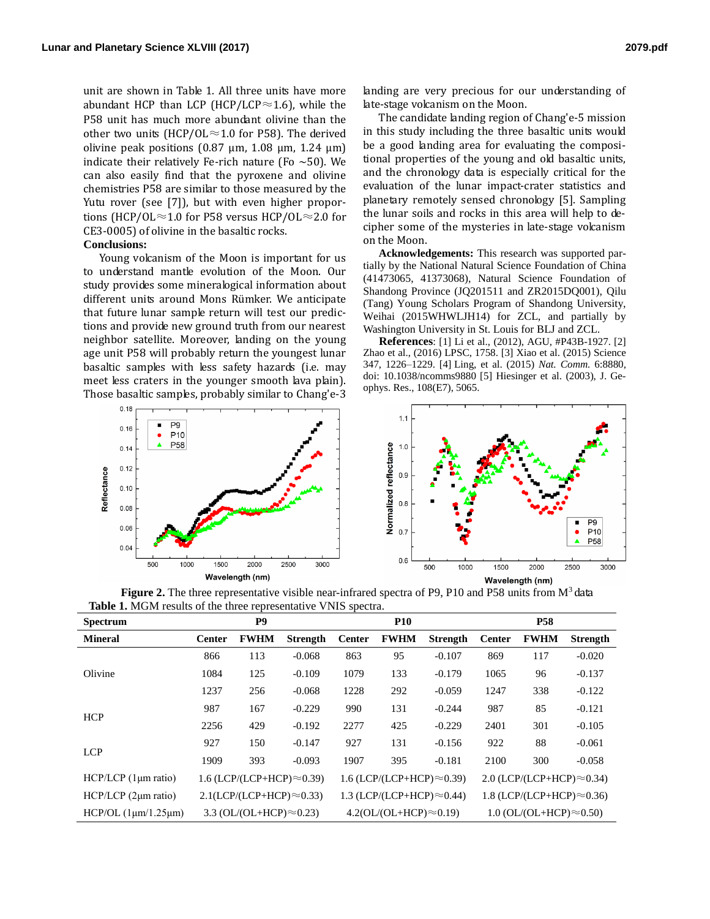unit are shown in Table 1. All three units have more abundant HCP than LCP (HCP/LCP≈1.6), while the P58 unit has much more abundant olivine than the other two units (HCP/OL≈1.0 for P58). The derived olivine peak positions (0.87 μm, 1.08 μm, 1.24 μm) indicate their relatively Fe-rich nature (Fo ~50). We can also easily find that the pyroxene and olivine chemistries P58 are similar to those measured by the Yutu rover (see [7]), but with even higher proportions (HCP/OL≈1.0 for P58 versus HCP/OL≈2.0 for CE3-0005) of olivine in the basaltic rocks.

**Conclusions:**

Young volcanism of the Moon is important for us to understand mantle evolution of the Moon. Our study provides some mineralogical information about different units around Mons Rümker. We anticipate that future lunar sample return will test our predictions and provide new ground truth from our nearest neighbor satellite. Moreover, landing on the young age unit P58 will probably return the youngest lunar basaltic samples with less safety hazards (i.e. may meet less craters in the younger smooth lava plain). Those basaltic samples, probably similar to Chang'e-3 landing are very precious for our understanding of late-stage volcanism on the Moon.

The candidate landing region of Chang'e-5 mission in this study including the three basaltic units would be a good landing area for evaluating the compositional properties of the young and old basaltic units, and the chronology data is especially critical for the evaluation of the lunar impact-crater statistics and planetary remotely sensed chronology [5]. Sampling the lunar soils and rocks in this area will help to decipher some of the mysteries in late-stage volcanism on the Moon.

**Acknowledgements:** This research was supported partially by the National Natural Science Foundation of China (41473065, 41373068), Natural Science Foundation of Shandong Province (JQ201511 and ZR2015DQ001), Qilu (Tang) Young Scholars Program of Shandong University, Weihai (2015WHWLJH14) for ZCL, and partially by Washington University in St. Louis for BLJ and ZCL.

**References**: [1] Li et al., (2012), AGU, #P43B-1927. [2] Zhao et al., (2016) LPSC, 1758. [3] Xiao et al. (2015) Science 347, 1226–1229. [4] Ling, et al. (2015) *Nat. Comm.* 6:8880, doi: 10.1038/ncomms9880 [5] Hiesinger et al. (2003), J. Geophys. Res., 108(E7), 5065.

Reflectance
Wavelength (nm)
P9
P10
P58

Normalized reflectance
Wavelength (nm)
P9
P10
P58

**Figure 2.** The three representative visible near-infrared spectra of P9, P10 and P58 units from $M^3$ data

**Table 1.** MGM results of the three representative VNIS spectra.

| Spectrum | P9 | | | P10 | | | P58 | | |
|---|---|---|---|---|---|---|---|---|---|
| Mineral | Center | FWHM | Strength | Center | FWHM | Strength | Center | FWHM | Strength |
| Olivine | 866 | 113 | -0.068 | 863 | 95 | -0.107 | 869 | 117 | -0.020 |
| | 1084 | 125 | -0.109 | 1079 | 133 | -0.179 | 1065 | 96 | -0.137 |
| | 1237 | 256 | -0.068 | 1228 | 292 | -0.059 | 1247 | 338 | -0.122 |
| HCP | 987 | 167 | -0.229 | 990 | 131 | -0.244 | 987 | 85 | -0.121 |
| | 2256 | 429 | -0.192 | 2277 | 425 | -0.229 | 2401 | 301 | -0.105 |
| LCP | 927 | 150 | -0.147 | 927 | 131 | -0.156 | 922 | 88 | -0.061 |
| | 1909 | 393 | -0.093 | 1907 | 395 | -0.181 | 2100 | 300 | -0.058 |
| HCP/LCP (1μm ratio) | 1.6 (LCP/(LCP+HCP)≈0.39) | | | 1.6 (LCP/(LCP+HCP)≈0.39) | | | 2.0 (LCP/(LCP+HCP)≈0.34) | | |
| HCP/LCP (2μm ratio) | 2.1(LCP/(LCP+HCP)≈0.33) | | | 1.3 (LCP/(LCP+HCP)≈0.44) | | | 1.8 (LCP/(LCP+HCP)≈0.36) | | |
| HCP/OL (1μm/1.25μm) | 3.3 (OL/(OL+HCP)≈0.23) | | | 4.2(OL/(OL+HCP)≈0.19) | | | 1.0 (OL/(OL+HCP)≈0.50) | | |